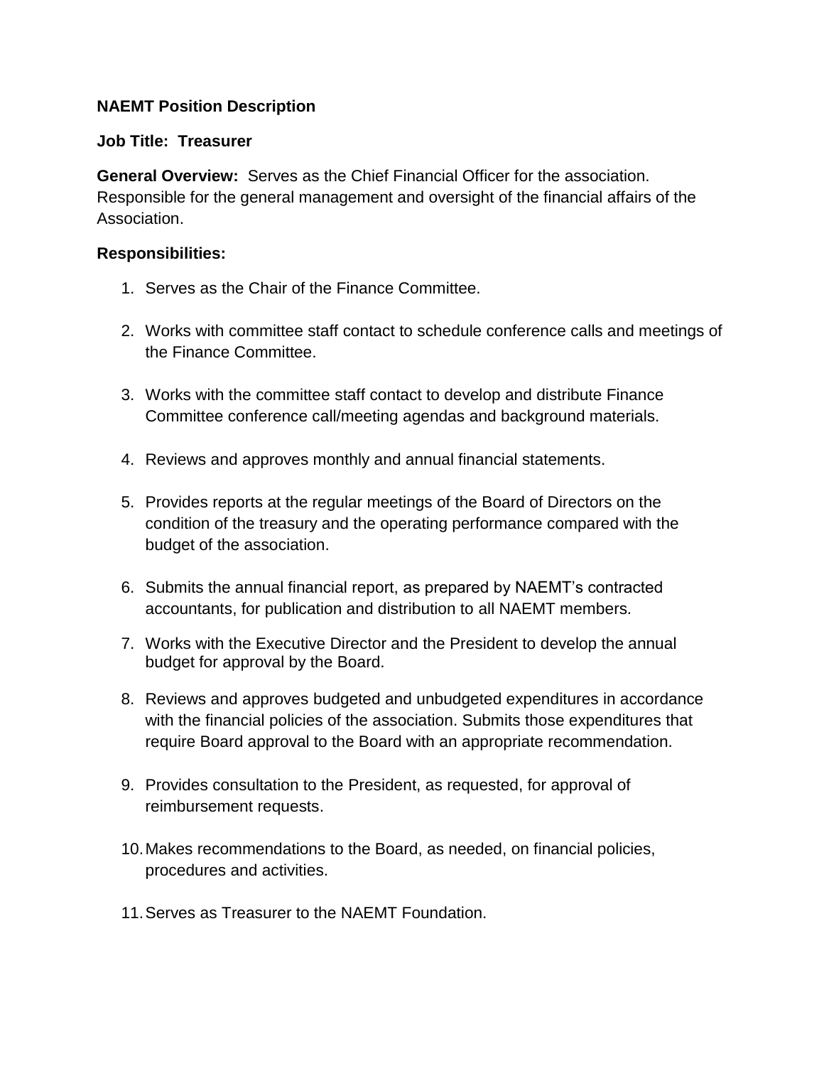**NAEMT Position Description**

**Job Title: Treasurer**

**General Overview:** Serves as the Chief Financial Officer for the association. Responsible for the general management and oversight of the financial affairs of the Association.

**Responsibilities:**

1. Serves as the Chair of the Finance Committee.

2. Works with committee staff contact to schedule conference calls and meetings of the Finance Committee.

3. Works with the committee staff contact to develop and distribute Finance Committee conference call/meeting agendas and background materials.

4. Reviews and approves monthly and annual financial statements.

5. Provides reports at the regular meetings of the Board of Directors on the condition of the treasury and the operating performance compared with the budget of the association.

6. Submits the annual financial report, as prepared by NAEMT's contracted accountants, for publication and distribution to all NAEMT members.

7. Works with the Executive Director and the President to develop the annual budget for approval by the Board.

8. Reviews and approves budgeted and unbudgeted expenditures in accordance with the financial policies of the association. Submits those expenditures that require Board approval to the Board with an appropriate recommendation.

9. Provides consultation to the President, as requested, for approval of reimbursement requests.

10. Makes recommendations to the Board, as needed, on financial policies, procedures and activities.

11. Serves as Treasurer to the NAEMT Foundation.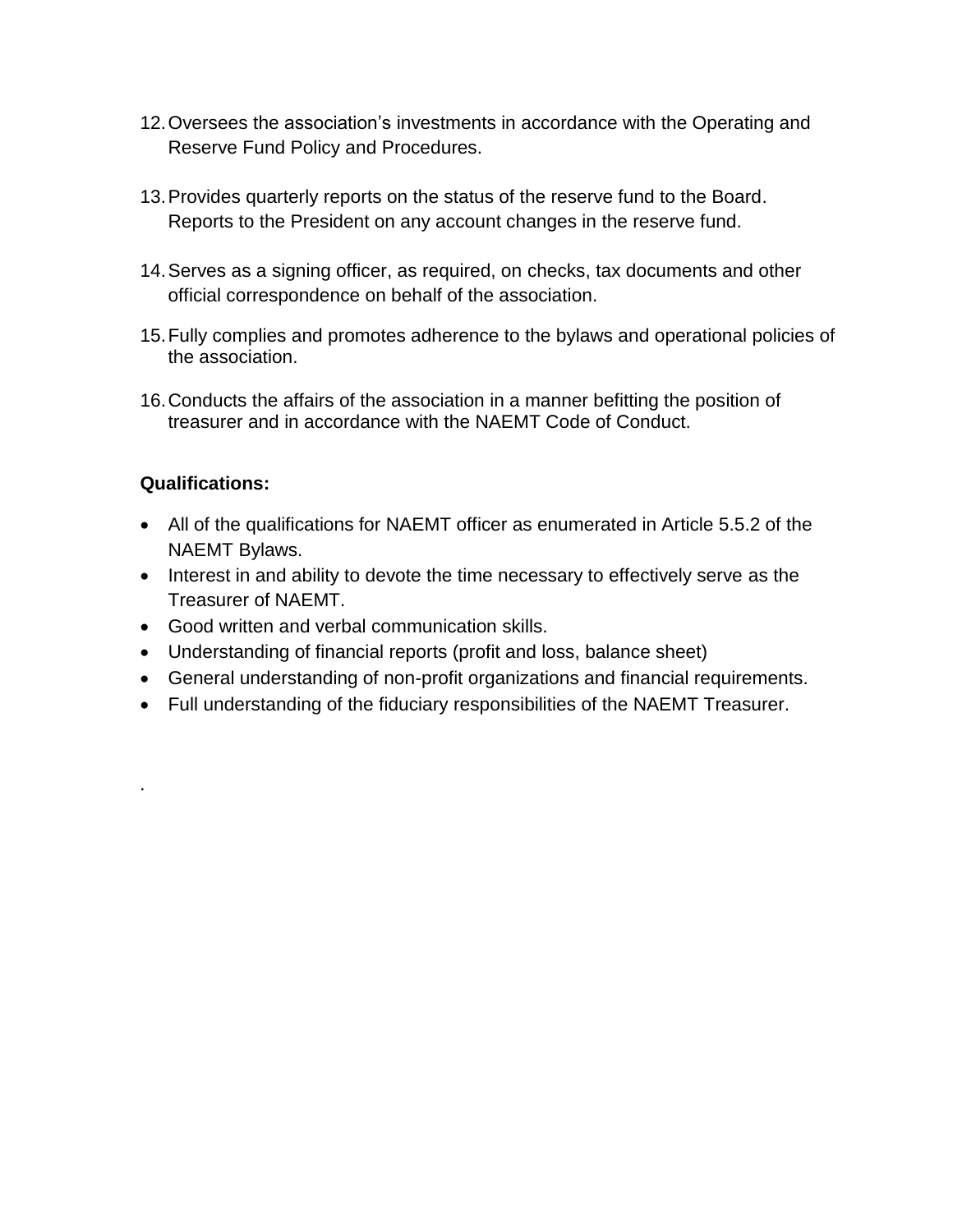12. Oversees the association's investments in accordance with the Operating and Reserve Fund Policy and Procedures.

13. Provides quarterly reports on the status of the reserve fund to the Board. Reports to the President on any account changes in the reserve fund.

14. Serves as a signing officer, as required, on checks, tax documents and other official correspondence on behalf of the association.

15. Fully complies and promotes adherence to the bylaws and operational policies of the association.

16. Conducts the affairs of the association in a manner befitting the position of treasurer and in accordance with the NAEMT Code of Conduct.

**Qualifications:**

- All of the qualifications for NAEMT officer as enumerated in Article 5.5.2 of the NAEMT Bylaws.
- Interest in and ability to devote the time necessary to effectively serve as the Treasurer of NAEMT.
- Good written and verbal communication skills.
- Understanding of financial reports (profit and loss, balance sheet)
- General understanding of non-profit organizations and financial requirements.
- Full understanding of the fiduciary responsibilities of the NAEMT Treasurer.

.